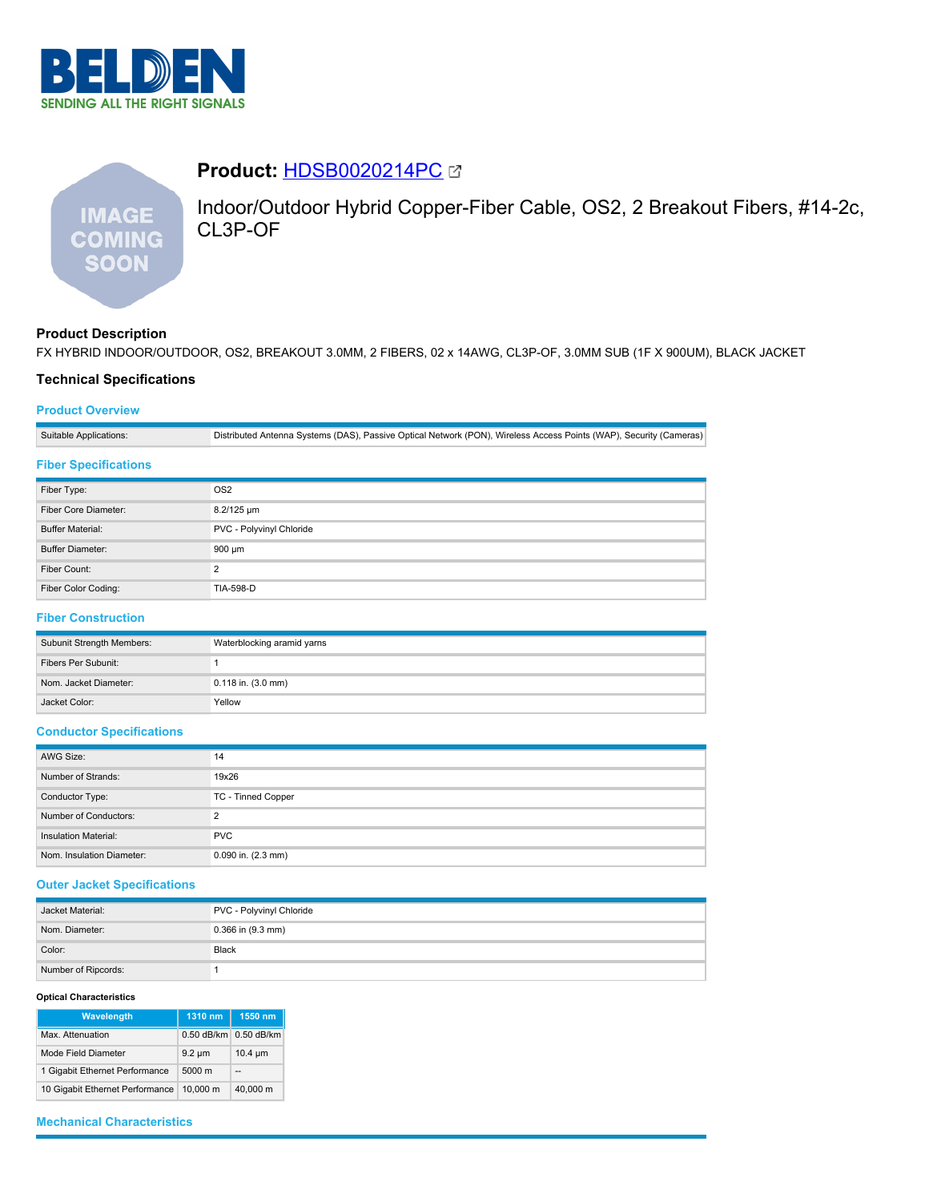# Product: HDSB0020214PC

Indoor/Outdoor Hybrid Copper-Fiber Cable, OS2, 2 Breakout Fibers, #14-2c, CL3P-OF

## Product Description

FX HYBRID INDOOR/OUTDOOR, OS2, BREAKOUT 3.0MM, 2 FIBERS, 02 x 14AWG, CL3P-OF, 3.0MM SUB (1F X 900UM), BLACK JACKET

## Technical Specifications

### Product Overview

| | |
|---|---|
| Suitable Applications: | Distributed Antenna Systems (DAS), Passive Optical Network (PON), Wireless Access Points (WAP), Security (Cameras) |

### Fiber Specifications

| | |
|---|---|
| Fiber Type: | OS2 |
| Fiber Core Diameter: | 8.2/125 µm |
| Buffer Material: | PVC - Polyvinyl Chloride |
| Buffer Diameter: | 900 µm |
| Fiber Count: | 2 |
| Fiber Color Coding: | TIA-598-D |

### Fiber Construction

| | |
|---|---|
| Subunit Strength Members: | Waterblocking aramid yarns |
| Fibers Per Subunit: | 1 |
| Nom. Jacket Diameter: | 0.118 in. (3.0 mm) |
| Jacket Color: | Yellow |

### Conductor Specifications

| | |
|---|---|
| AWG Size: | 14 |
| Number of Strands: | 19x26 |
| Conductor Type: | TC - Tinned Copper |
| Number of Conductors: | 2 |
| Insulation Material: | PVC |
| Nom. Insulation Diameter: | 0.090 in. (2.3 mm) |

### Outer Jacket Specifications

| | |
|---|---|
| Jacket Material: | PVC - Polyvinyl Chloride |
| Nom. Diameter: | 0.366 in (9.3 mm) |
| Color: | Black |
| Number of Ripcords: | 1 |

#### Optical Characteristics

| Wavelength | 1310 nm | 1550 nm |
|---|---|---|
| Max. Attenuation | 0.50 dB/km | 0.50 dB/km |
| Mode Field Diameter | 9.2 µm | 10.4 µm |
| 1 Gigabit Ethernet Performance | 5000 m | -- |
| 10 Gigabit Ethernet Performance | 10,000 m | 40,000 m |

### Mechanical Characteristics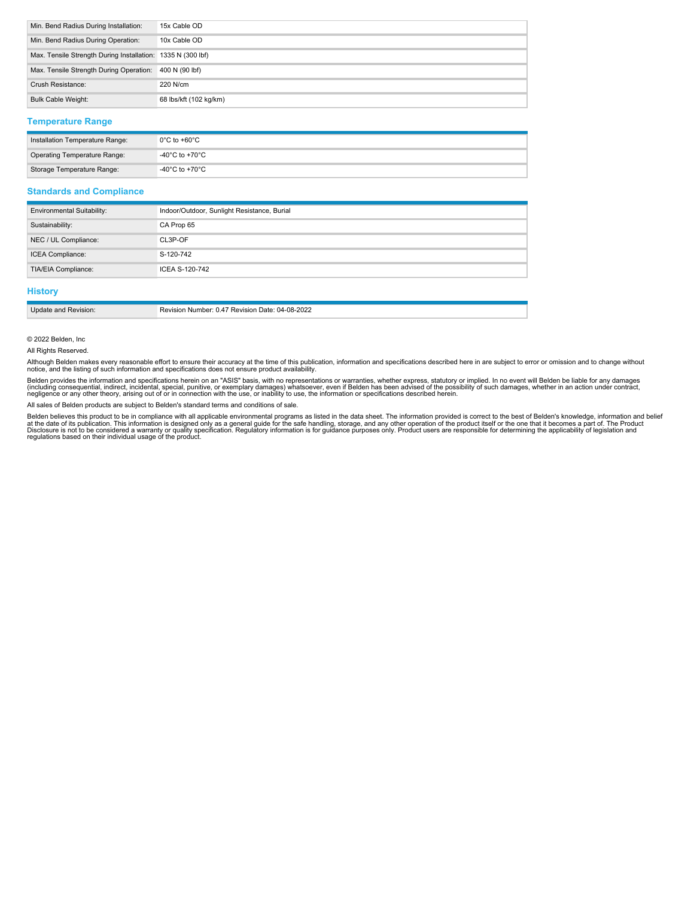| | |
|---|---|
| Min. Bend Radius During Installation: | 15x Cable OD |
| Min. Bend Radius During Operation: | 10x Cable OD |
| Max. Tensile Strength During Installation: | 1335 N (300 lbf) |
| Max. Tensile Strength During Operation: | 400 N (90 lbf) |
| Crush Resistance: | 220 N/cm |
| Bulk Cable Weight: | 68 lbs/kft (102 kg/km) |

## Temperature Range

| | |
|---|---|
| Installation Temperature Range: | 0°C to +60°C |
| Operating Temperature Range: | -40°C to +70°C |
| Storage Temperature Range: | -40°C to +70°C |

## Standards and Compliance

| | |
|---|---|
| Environmental Suitability: | Indoor/Outdoor, Sunlight Resistance, Burial |
| Sustainability: | CA Prop 65 |
| NEC / UL Compliance: | CL3P-OF |
| ICEA Compliance: | S-120-742 |
| TIA/EIA Compliance: | ICEA S-120-742 |

## History

| | |
|---|---|
| Update and Revision: | Revision Number: 0.47 Revision Date: 04-08-2022 |

© 2022 Belden, Inc

All Rights Reserved.

Although Belden makes every reasonable effort to ensure their accuracy at the time of this publication, information and specifications described here in are subject to error or omission and to change without notice, and the listing of such information and specifications does not ensure product availability.

Belden provides the information and specifications herein on an "ASIS" basis, with no representations or warranties, whether express, statutory or implied. In no event will Belden be liable for any damages (including consequential, indirect, incidental, special, punitive, or exemplary damages) whatsoever, even if Belden has been advised of the possibility of such damages, whether in an action under contract, negligence or any other theory, arising out of or in connection with the use, or inability to use, the information or specifications described herein.

All sales of Belden products are subject to Belden's standard terms and conditions of sale.

Belden believes this product to be in compliance with all applicable environmental programs as listed in the data sheet. The information provided is correct to the best of Belden's knowledge, information and belief at the date of its publication. This information is designed only as a general guide for the safe handling, storage, and any other operation of the product itself or the one that it becomes a part of. The Product Disclosure is not to be considered a warranty or quality specification. Regulatory information is for guidance purposes only. Product users are responsible for determining the applicability of legislation and regulations based on their individual usage of the product.